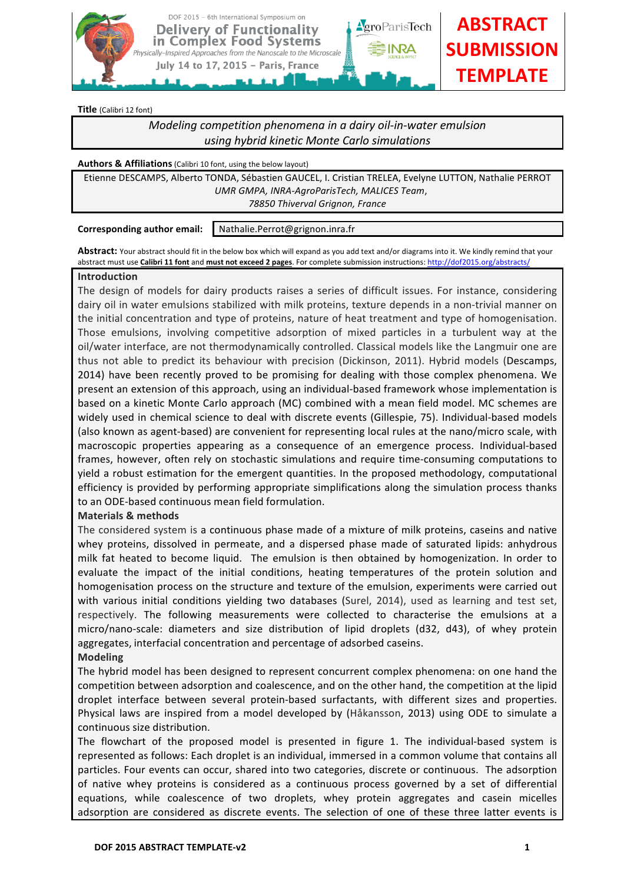**Title** (Calibri 12 font)

*Modeling competition phenomena in a dairy oil-in-water emulsion using hybrid kinetic Monte Carlo simulations*

**Authors & Affiliations** (Calibri 10 font, using the below layout)

Etienne DESCAMPS, Alberto TONDA, Sébastien GAUCEL, I. Cristian TRELEA, Evelyne LUTTON, Nathalie PERROT

*UMR GMPA, INRA-AgroParisTech, MALICES Team,*

*78850 Thiverval Grignon, France*

**Corresponding author email:** Nathalie.Perrot@grignon.inra.fr

**Abstract:** Your abstract should fit in the below box which will expand as you add text and/or diagrams into it. We kindly remind that your abstract must use **Calibri 11 font** and **must not exceed 2 pages**. For complete submission instructions: http://dof2015.org/abstracts/

**Introduction**

The design of models for dairy products raises a series of difficult issues. For instance, considering dairy oil in water emulsions stabilized with milk proteins, texture depends in a non-trivial manner on the initial concentration and type of proteins, nature of heat treatment and type of homogenisation. Those emulsions, involving competitive adsorption of mixed particles in a turbulent way at the oil/water interface, are not thermodynamically controlled. Classical models like the Langmuir one are thus not able to predict its behaviour with precision (Dickinson, 2011). Hybrid models (Descamps, 2014) have been recently proved to be promising for dealing with those complex phenomena. We present an extension of this approach, using an individual-based framework whose implementation is based on a kinetic Monte Carlo approach (MC) combined with a mean field model. MC schemes are widely used in chemical science to deal with discrete events (Gillespie, 75). Individual-based models (also known as agent-based) are convenient for representing local rules at the nano/micro scale, with macroscopic properties appearing as a consequence of an emergence process. Individual-based frames, however, often rely on stochastic simulations and require time-consuming computations to yield a robust estimation for the emergent quantities. In the proposed methodology, computational efficiency is provided by performing appropriate simplifications along the simulation process thanks to an ODE-based continuous mean field formulation.

**Materials & methods**

The considered system is a continuous phase made of a mixture of milk proteins, caseins and native whey proteins, dissolved in permeate, and a dispersed phase made of saturated lipids: anhydrous milk fat heated to become liquid. The emulsion is then obtained by homogenization. In order to evaluate the impact of the initial conditions, heating temperatures of the protein solution and homogenisation process on the structure and texture of the emulsion, experiments were carried out with various initial conditions yielding two databases (Surel, 2014), used as learning and test set, respectively. The following measurements were collected to characterise the emulsions at a micro/nano-scale: diameters and size distribution of lipid droplets (d32, d43), of whey protein aggregates, interfacial concentration and percentage of adsorbed caseins.

**Modeling**

The hybrid model has been designed to represent concurrent complex phenomena: on one hand the competition between adsorption and coalescence, and on the other hand, the competition at the lipid droplet interface between several protein-based surfactants, with different sizes and properties. Physical laws are inspired from a model developed by (Håkansson, 2013) using ODE to simulate a continuous size distribution.

The flowchart of the proposed model is presented in figure 1. The individual-based system is represented as follows: Each droplet is an individual, immersed in a common volume that contains all particles. Four events can occur, shared into two categories, discrete or continuous. The adsorption of native whey proteins is considered as a continuous process governed by a set of differential equations, while coalescence of two droplets, whey protein aggregates and casein micelles adsorption are considered as discrete events. The selection of one of these three latter events is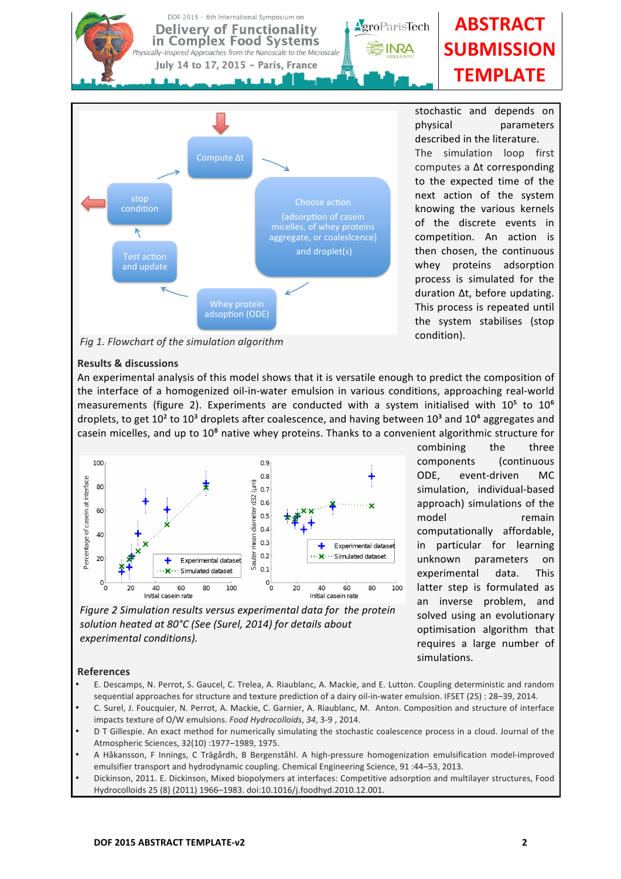stochastic and depends on physical parameters described in the literature.

The simulation loop first computes a Δt corresponding to the expected time of the next action of the system knowing the various kernels of the discrete events in competition. An action is then chosen, the continuous whey proteins adsorption process is simulated for the duration Δt, before updating. This process is repeated until the system stabilises (stop condition).

Compute Δt

Choose action
(adsorption of casein micelles, of whey proteins aggregate, or coaleslcence) and droplet(s)

Whey protein adsoption (ODE)

Test action and update

stop condition

*Fig 1. Flowchart of the simulation algorithm*

## Results & discussions

An experimental analysis of this model shows that it is versatile enough to predict the composition of the interface of a homogenized oil-in-water emulsion in various conditions, approaching real-world measurements (figure 2). Experiments are conducted with a system initialised with $10^5$ to $10^6$ droplets, to get $10^2$ to $10^3$ droplets after coalescence, and having between $10^3$ and $10^4$ aggregates and casein micelles, and up to $10^8$ native whey proteins. Thanks to a convenient algorithmic structure for combining the three components (continuous ODE, event-driven MC simulation, individual-based approach) simulations of the model remain computationally affordable, in particular for learning unknown parameters on experimental data. This latter step is formulated as an inverse problem, and solved using an evolutionary optimisation algorithm that requires a large number of simulations.

Percentage of casein at interface
0
20
40
60
80
100
0
20
40
60
80
100
Initial casein rate
Experimental dataset
Simulated dataset

Sauter mean diameter d32 (µm)
0
0.1
0.2
0.3
0.4
0.5
0.6
0.7
0.8
0.9
0
20
40
60
80
100
Initial casein rate
Experimental dataset
Simulated dataset

*Figure 2 Simulation results versus experimental data for the protein solution heated at 80°C (See (Surel, 2014) for details about experimental conditions).*

## References

- E. Descamps, N. Perrot, S. Gaucel, C. Trelea, A. Riaublanc, A. Mackie, and E. Lutton. Coupling deterministic and random sequential approaches for structure and texture prediction of a dairy oil-in-water emulsion. IFSET (25) : 28–39, 2014.
- C. Surel, J. Foucquier, N. Perrot, A. Mackie, C. Garnier, A. Riaublanc, M. Anton. Composition and structure of interface impacts texture of O/W emulsions. *Food Hydrocolloids*, *34*, 3-9 , 2014.
- D T Gillespie. An exact method for numerically simulating the stochastic coalescence process in a cloud. Journal of the Atmospheric Sciences, 32(10) :1977–1989, 1975.
- A Håkansson, F Innings, C Trägårdh, B Bergenståhl. A high-pressure homogenization emulsification model-improved emulsifier transport and hydrodynamic coupling. Chemical Engineering Science, 91 :44–53, 2013.
- Dickinson, 2011. E. Dickinson, Mixed biopolymers at interfaces: Competitive adsorption and multilayer structures, Food Hydrocolloids 25 (8) (2011) 1966–1983. doi:10.1016/j.foodhyd.2010.12.001.